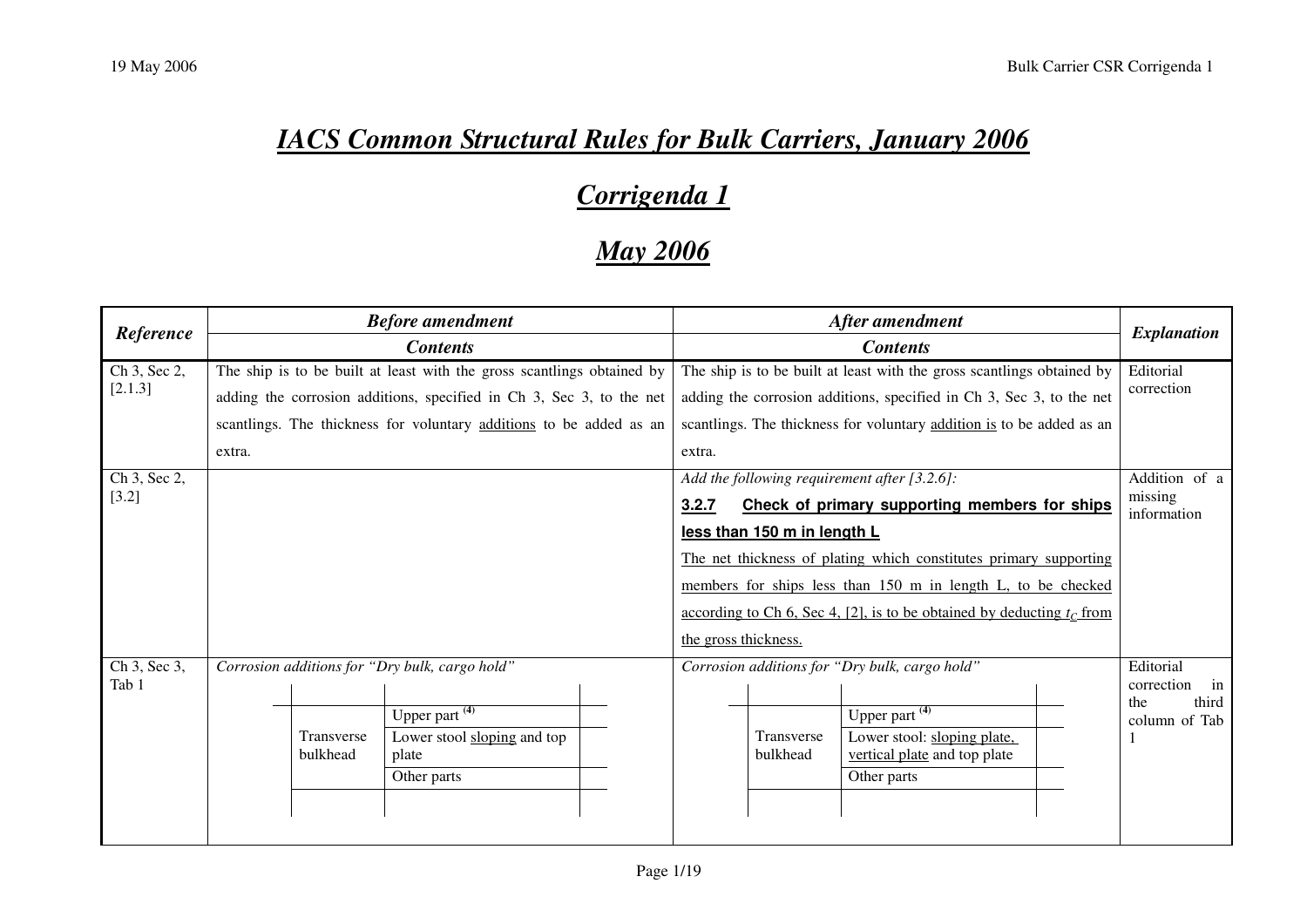# *IACS Common Structural Rules for Bulk Carriers, January 2006*

# *Corrigenda 1*

# *May 2006*

| Reference | Before amendment – Contents | After amendment – Contents | Explanation |
|---|---|---|---|
| Ch 3, Sec 2, [2.1.3] | The ship is to be built at least with the gross scantlings obtained by adding the corrosion additions, specified in Ch 3, Sec 3, to the net scantlings. The thickness for voluntary <u>additions</u> to be added as an extra. | The ship is to be built at least with the gross scantlings obtained by adding the corrosion additions, specified in Ch 3, Sec 3, to the net scantlings. The thickness for voluntary <u>addition is</u> to be added as an extra. | Editorial correction |
| Ch 3, Sec 2, [3.2] | | *Add the following requirement after [3.2.6]:*<br>**<u>3.2.7 Check of primary supporting members for ships less than 150 m in length L</u>**<br><u>The net thickness of plating which constitutes primary supporting members for ships less than 150 m in length L, to be checked according to Ch 6, Sec 4, [2], is to be obtained by deducting $t_C$ from the gross thickness.</u> | Addition of a missing information |
| Ch 3, Sec 3, Tab 1 | *Corrosion additions for "Dry bulk, cargo hold"*<br>Transverse bulkhead: Upper part [(4)]; Lower stool <u>sloping</u> and top plate; Other parts | *Corrosion additions for "Dry bulk, cargo hold"*<br>Transverse bulkhead: Upper part [(4)]; Lower stool: <u>sloping plate, vertical plate</u> and top plate; Other parts | Editorial correction in the third column of Tab 1 |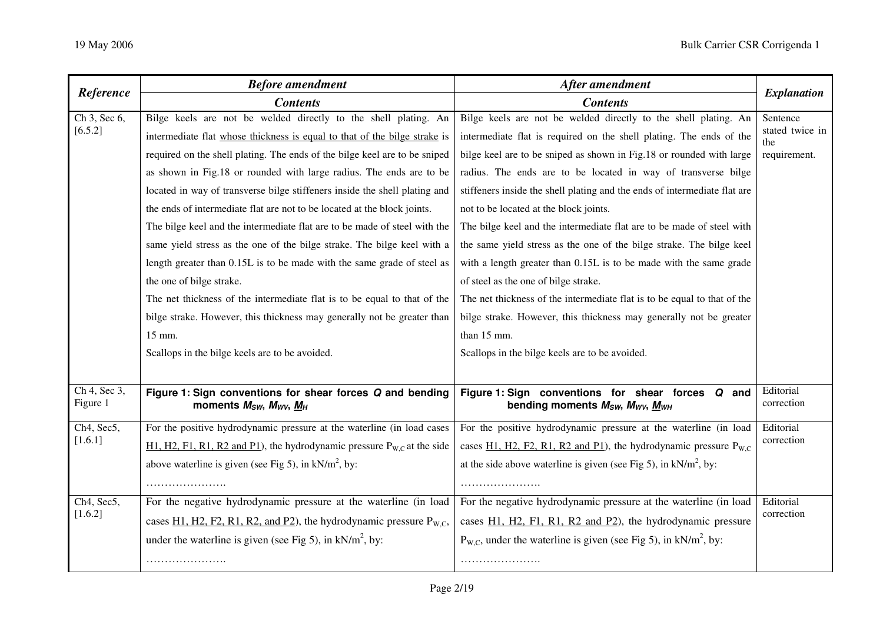| Reference | Before amendment<br>Contents | After amendment<br>Contents | Explanation |
|---|---|---|---|
| Ch 3, Sec 6, [6.5.2] | Bilge keels are not be welded directly to the shell plating. An intermediate flat <u>whose thickness is equal to that of the bilge strake</u> is required on the shell plating. The ends of the bilge keel are to be sniped as shown in Fig.18 or rounded with large radius. The ends are to be located in way of transverse bilge stiffeners inside the shell plating and the ends of intermediate flat are not to be located at the block joints.<br>The bilge keel and the intermediate flat are to be made of steel with the same yield stress as the one of the bilge strake. The bilge keel with a length greater than 0.15L is to be made with the same grade of steel as the one of bilge strake.<br>The net thickness of the intermediate flat is to be equal to that of the bilge strake. However, this thickness may generally not be greater than 15 mm.<br>Scallops in the bilge keels are to be avoided. | Bilge keels are not be welded directly to the shell plating. An intermediate flat is required on the shell plating. The ends of the bilge keel are to be sniped as shown in Fig.18 or rounded with large radius. The ends are to be located in way of transverse bilge stiffeners inside the shell plating and the ends of intermediate flat are not to be located at the block joints.<br>The bilge keel and the intermediate flat are to be made of steel with the same yield stress as the one of the bilge strake. The bilge keel with a length greater than 0.15L is to be made with the same grade of steel as the one of bilge strake.<br>The net thickness of the intermediate flat is to be equal to that of the bilge strake. However, this thickness may generally not be greater than 15 mm.<br>Scallops in the bilge keels are to be avoided. | Sentence stated twice in the requirement. |
| Ch 4, Sec 3, Figure 1 | **Figure 1: Sign conventions for shear forces *Q* and bending moments $M_{SW}$, $M_{WV}$, $\underline{M_H}$** | **Figure 1: Sign conventions for shear forces *Q* and bending moments $M_{SW}$, $M_{WV}$, $\underline{M_{WH}}$** | Editorial correction |
| Ch4, Sec5, [1.6.1] | For the positive hydrodynamic pressure at the waterline (in load cases <u>H1, H2, F1, R1, R2 and P1</u>), the hydrodynamic pressure $P_{W,C}$ at the side above waterline is given (see Fig 5), in kN/m$^2$, by:<br>…………………. | For the positive hydrodynamic pressure at the waterline (in load cases <u>H1, H2, F2, R1, R2 and P1</u>), the hydrodynamic pressure $P_{W,C}$ at the side above waterline is given (see Fig 5), in kN/m$^2$, by:<br>…………………. | Editorial correction |
| Ch4, Sec5, [1.6.2] | For the negative hydrodynamic pressure at the waterline (in load cases <u>H1, H2, F2, R1, R2, and P2</u>), the hydrodynamic pressure $P_{W,C}$, under the waterline is given (see Fig 5), in kN/m$^2$, by:<br>…………………. | For the negative hydrodynamic pressure at the waterline (in load cases <u>H1, H2, F1, R1, R2 and P2</u>), the hydrodynamic pressure $P_{W,C}$, under the waterline is given (see Fig 5), in kN/m$^2$, by:<br>…………………. | Editorial correction |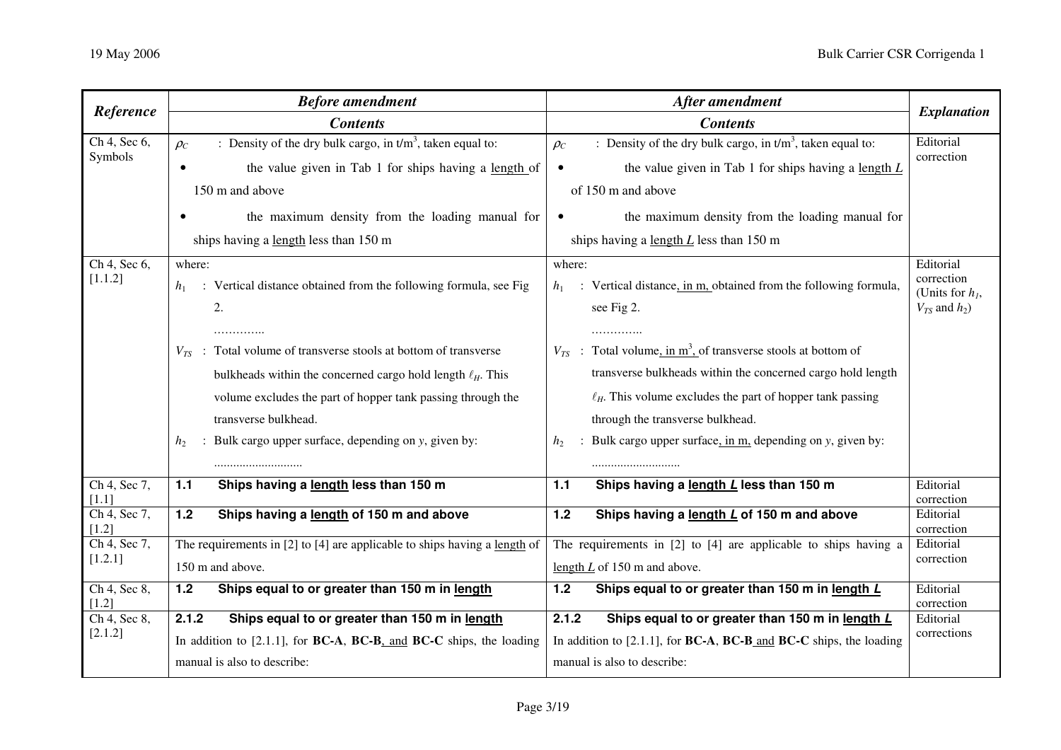| Reference | Before amendment | After amendment | Explanation |
|---|---|---|---|
| | Contents | Contents | |
| Ch 4, Sec 6, Symbols | $\rho_C$ : Density of the dry bulk cargo, in t/m$^3$, taken equal to: • the value given in Tab 1 for ships having a length of 150 m and above • the maximum density from the loading manual for ships having a length less than 150 m | $\rho_C$ : Density of the dry bulk cargo, in t/m$^3$, taken equal to: • the value given in Tab 1 for ships having a length $L$ of 150 m and above • the maximum density from the loading manual for ships having a length $L$ less than 150 m | Editorial correction |
| Ch 4, Sec 6, [1.1.2] | where: $h_1$ : Vertical distance obtained from the following formula, see Fig 2. ………….. $V_{TS}$ : Total volume of transverse stools at bottom of transverse bulkheads within the concerned cargo hold length $\ell_H$. This volume excludes the part of hopper tank passing through the transverse bulkhead. $h_2$ : Bulk cargo upper surface, depending on $y$, given by: ........................... | where: $h_1$ : Vertical distance, in m, obtained from the following formula, see Fig 2. ………….. $V_{TS}$ : Total volume, in m$^3$, of transverse stools at bottom of transverse bulkheads within the concerned cargo hold length $\ell_H$. This volume excludes the part of hopper tank passing through the transverse bulkhead. $h_2$ : Bulk cargo upper surface, in m, depending on $y$, given by: ........................... | Editorial correction (Units for $h_1$, $V_{TS}$ and $h_2$) |
| Ch 4, Sec 7, [1.1] | **1.1 Ships having a length less than 150 m** | **1.1 Ships having a length *L* less than 150 m** | Editorial correction |
| Ch 4, Sec 7, [1.2] | **1.2 Ships having a length of 150 m and above** | **1.2 Ships having a length *L* of 150 m and above** | Editorial correction |
| Ch 4, Sec 7, [1.2.1] | The requirements in [2] to [4] are applicable to ships having a length of 150 m and above. | The requirements in [2] to [4] are applicable to ships having a length $L$ of 150 m and above. | Editorial correction |
| Ch 4, Sec 8, [1.2] | **1.2 Ships equal to or greater than 150 m in length** | **1.2 Ships equal to or greater than 150 m in length *L*** | Editorial correction |
| Ch 4, Sec 8, [2.1.2] | **2.1.2 Ships equal to or greater than 150 m in length** In addition to [2.1.1], for **BC-A**, **BC-B**, and **BC-C** ships, the loading manual is also to describe: | **2.1.2 Ships equal to or greater than 150 m in length *L*** In addition to [2.1.1], for **BC-A**, **BC-B** and **BC-C** ships, the loading manual is also to describe: | Editorial corrections |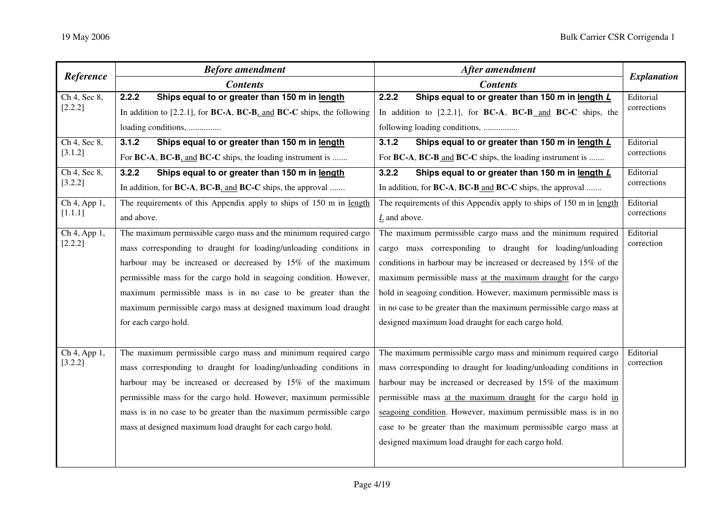| Reference | Before amendment Contents | After amendment Contents | Explanation |
|---|---|---|---|
| Ch 4, Sec 8, [2.2.2] | **2.2.2 Ships equal to or greater than 150 m in length** In addition to [2.2.1], for **BC-A**, **BC-B**, and **BC-C** ships, the following loading conditions, ............... | **2.2.2 Ships equal to or greater than 150 m in length *L*** In addition to [2.2.1], for **BC-A**, **BC-B** and **BC-C** ships, the following loading conditions, ................ | Editorial corrections |
| Ch 4, Sec 8, [3.1.2] | **3.1.2 Ships equal to or greater than 150 m in length** For **BC-A**, **BC-B**, and **BC-C** ships, the loading instrument is ....... | **3.1.2 Ships equal to or greater than 150 m in length *L*** For **BC-A**, **BC-B** and **BC-C** ships, the loading instrument is ....... | Editorial corrections |
| Ch 4, Sec 8, [3.2.2] | **3.2.2 Ships equal to or greater than 150 m in length** In addition, for **BC-A**, **BC-B**, and **BC-C** ships, the approval ....... | **3.2.2 Ships equal to or greater than 150 m in length *L*** In addition, for **BC-A**, **BC-B** and **BC-C** ships, the approval ....... | Editorial corrections |
| Ch 4, App 1, [1.1.1] | The requirements of this Appendix apply to ships of 150 m in length and above. | The requirements of this Appendix apply to ships of 150 m in length *L* and above. | Editorial corrections |
| Ch 4, App 1, [2.2.2] | The maximum permissible cargo mass and the minimum required cargo mass corresponding to draught for loading/unloading conditions in harbour may be increased or decreased by 15% of the maximum permissible mass for the cargo hold in seagoing condition. However, maximum permissible mass is in no case to be greater than the maximum permissible cargo mass at designed maximum load draught for each cargo hold. | The maximum permissible cargo mass and the minimum required cargo mass corresponding to draught for loading/unloading conditions in harbour may be increased or decreased by 15% of the maximum permissible mass at the maximum draught for the cargo hold in seagoing condition. However, maximum permissible mass is in no case to be greater than the maximum permissible cargo mass at designed maximum load draught for each cargo hold. | Editorial correction |
| Ch 4, App 1, [3.2.2] | The maximum permissible cargo mass and minimum required cargo mass corresponding to draught for loading/unloading conditions in harbour may be increased or decreased by 15% of the maximum permissible mass for the cargo hold. However, maximum permissible mass is in no case to be greater than the maximum permissible cargo mass at designed maximum load draught for each cargo hold. | The maximum permissible cargo mass and minimum required cargo mass corresponding to draught for loading/unloading conditions in harbour may be increased or decreased by 15% of the maximum permissible mass at the maximum draught for the cargo hold in seagoing condition. However, maximum permissible mass is in no case to be greater than the maximum permissible cargo mass at designed maximum load draught for each cargo hold. | Editorial correction |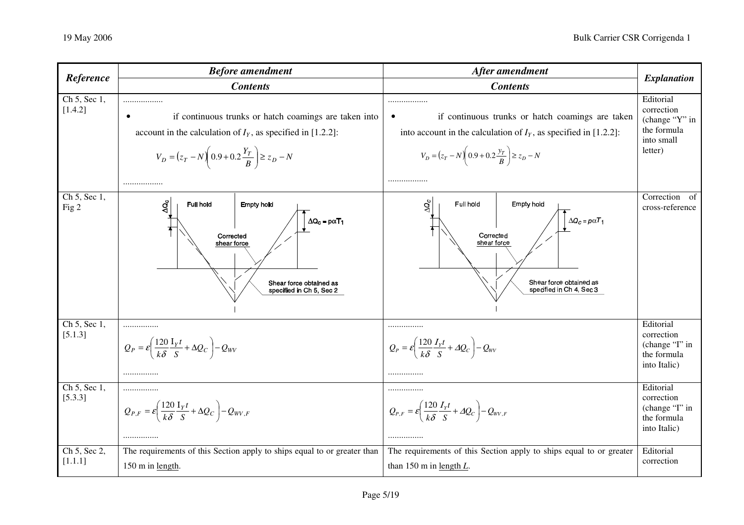| Reference | Before amendment | After amendment | Explanation |
|---|---|---|---|
| | Contents | Contents | |
| Ch 5, Sec 1, [1.4.2] | .................. <br> • if continuous trunks or hatch coamings are taken into account in the calculation of $I_Y$, as specified in [1.2.2]: <br> $V_D = (z_T - N)\left(0.9 + 0.2\frac{Y_T}{B}\right) \geq z_D - N$ <br> .................. | .................. <br> • if continuous trunks or hatch coamings are taken into account in the calculation of $I_Y$, as specified in [1.2.2]: <br> $V_D = (z_T - N)\left(0.9 + 0.2\frac{y_T}{B}\right) \geq z_D - N$ <br> .................. | Editorial correction (change "Y" in the formula into small letter) |
| Ch 5, Sec 1, Fig 2 | $\Delta Q_C$ ; Full hold ; Empty hold ; $\Delta Q_C = p\alpha T_1$ ; Corrected shear force ; Shear force obtained as specified in Ch 5, Sec 2 | $\Delta Q_C$ ; Full hold ; Empty hold ; $\Delta Q_C = p\alpha T_1$ ; Corrected shear force ; Shear force obtained as specified in Ch 4, Sec 3 | Correction of cross-reference |
| Ch 5, Sec 1, [5.1.3] | ................ <br> $Q_P = \varepsilon\left(\frac{120}{k\delta}\frac{\mathrm{I}_Y t}{S} + \Delta Q_C\right) - Q_{WV}$ <br> ................ | ................ <br> $Q_P = \varepsilon\left(\frac{120}{k\delta}\frac{I_Y t}{S} + \Delta Q_C\right) - Q_{WV}$ <br> ................ | Editorial correction (change "I" in the formula into Italic) |
| Ch 5, Sec 1, [5.3.3] | ................ <br> $Q_{P,F} = \varepsilon\left(\frac{120}{k\delta}\frac{\mathrm{I}_Y t}{S} + \Delta Q_C\right) - Q_{WV,F}$ <br> ................ | ................ <br> $Q_{P,F} = \varepsilon\left(\frac{120}{k\delta}\frac{I_Y t}{S} + \Delta Q_C\right) - Q_{WV,F}$ <br> ................ | Editorial correction (change "I" in the formula into Italic) |
| Ch 5, Sec 2, [1.1.1] | The requirements of this Section apply to ships equal to or greater than 150 m in length. | The requirements of this Section apply to ships equal to or greater than 150 m in length $L$. | Editorial correction |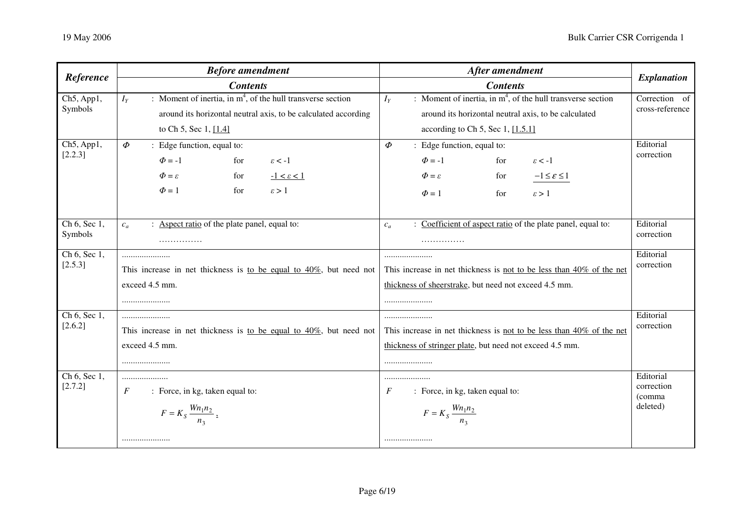| Reference | Before amendment | After amendment | Explanation |
|---|---|---|---|
| | Contents | Contents | |
| Ch5, App1, Symbols | $I_Y$ : Moment of inertia, in m[4], of the hull transverse section around its horizontal neutral axis, to be calculated according to Ch 5, Sec 1, [1.4] | $I_Y$ : Moment of inertia, in m[4], of the hull transverse section around its horizontal neutral axis, to be calculated according to Ch 5, Sec 1, [1.5.1] | Correction of cross-reference |
| Ch5, App1, [2.2.3] | $\Phi$ : Edge function, equal to:<br>$\Phi = -1$ for $\varepsilon < -1$<br>$\Phi = \varepsilon$ for $-1 < \varepsilon < 1$<br>$\Phi = 1$ for $\varepsilon > 1$ | $\Phi$ : Edge function, equal to:<br>$\Phi = -1$ for $\varepsilon < -1$<br>$\Phi = \varepsilon$ for $-1 \le \varepsilon \le 1$<br>$\Phi = 1$ for $\varepsilon > 1$ | Editorial correction |
| Ch 6, Sec 1, Symbols | $c_a$ : Aspect ratio of the plate panel, equal to:<br>…………… | $c_a$ : Coefficient of aspect ratio of the plate panel, equal to:<br>…………… | Editorial correction |
| Ch 6, Sec 1, [2.5.3] | ......................<br>This increase in net thickness is to be equal to 40%, but need not exceed 4.5 mm.<br>...................... | ......................<br>This increase in net thickness is not to be less than 40% of the net thickness of sheerstrake, but need not exceed 4.5 mm.<br>...................... | Editorial correction |
| Ch 6, Sec 1, [2.6.2] | ......................<br>This increase in net thickness is to be equal to 40%, but need not exceed 4.5 mm.<br>...................... | ......................<br>This increase in net thickness is not to be less than 40% of the net thickness of stringer plate, but need not exceed 4.5 mm.<br>...................... | Editorial correction |
| Ch 6, Sec 1, [2.7.2] | .....................<br>$F$ : Force, in kg, taken equal to:<br>$F = K_S \dfrac{W n_1 n_2}{n_3}$ ,<br>...................... | .....................<br>$F$ : Force, in kg, taken equal to:<br>$F = K_S \dfrac{W n_1 n_2}{n_3}$<br>...................... | Editorial correction (comma deleted) |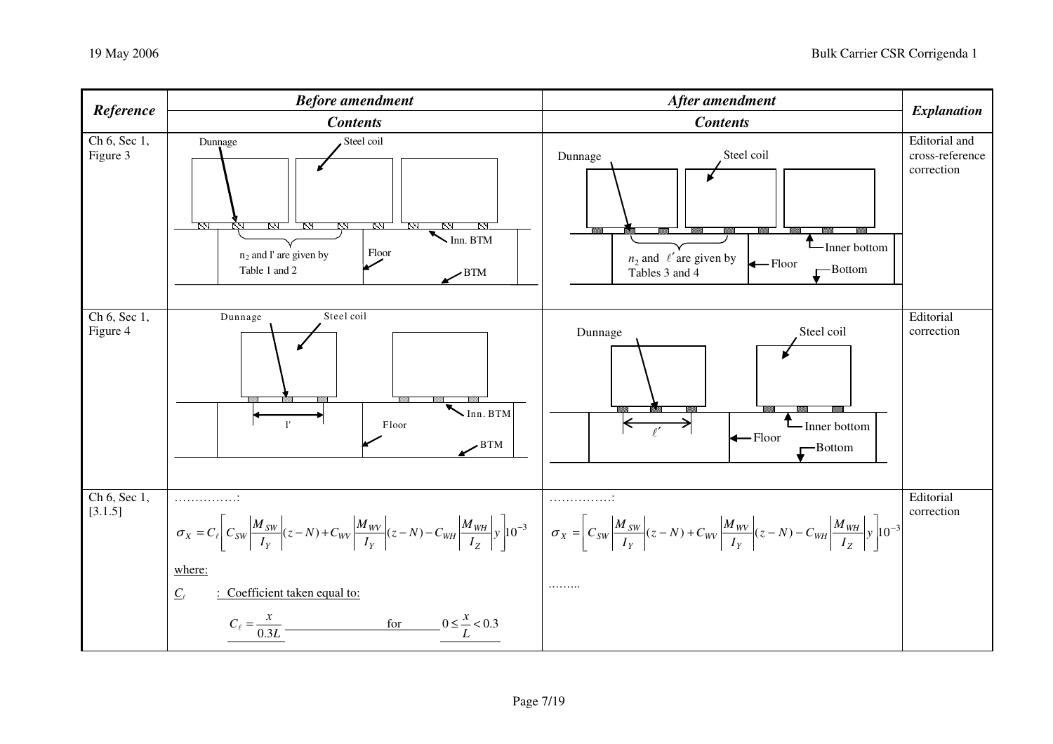| Reference | Before amendment — Contents | After amendment — Contents | Explanation |
|---|---|---|---|
| Ch 6, Sec 1, Figure 3 | Dunnage; Steel coil; $n_2$ and l' are given by Table 1 and 2; Floor; Inn. BTM; BTM | Dunnage; Steel coil; $n_2$ and $\ell'$ are given by Tables 3 and 4; Floor; Inner bottom; Bottom | Editorial and cross-reference correction |
| Ch 6, Sec 1, Figure 4 | Dunnage; Steel coil; l'; Floor; Inn. BTM; BTM | Dunnage; Steel coil; $\ell'$; Floor; Inner bottom; Bottom | Editorial correction |
| Ch 6, Sec 1, [3.1.5] | ……………: $\sigma_X = C_\ell \left[ C_{SW} \left\| \frac{M_{SW}}{I_Y} \right\| (z-N) + C_{WV} \left\| \frac{M_{WV}}{I_Y} \right\| (z-N) - C_{WH} \left\| \frac{M_{WH}}{I_Z} \right\| y \right] 10^{-3}$ where: $C_\ell$ : Coefficient taken equal to: $C_\ell = \frac{x}{0.3L}$ for $0 \le \frac{x}{L} < 0.3$ | ……………: $\sigma_X = \left[ C_{SW} \left\| \frac{M_{SW}}{I_Y} \right\| (z-N) + C_{WV} \left\| \frac{M_{WV}}{I_Y} \right\| (z-N) - C_{WH} \left\| \frac{M_{WH}}{I_Z} \right\| y \right] 10^{-3}$ ……… | Editorial correction |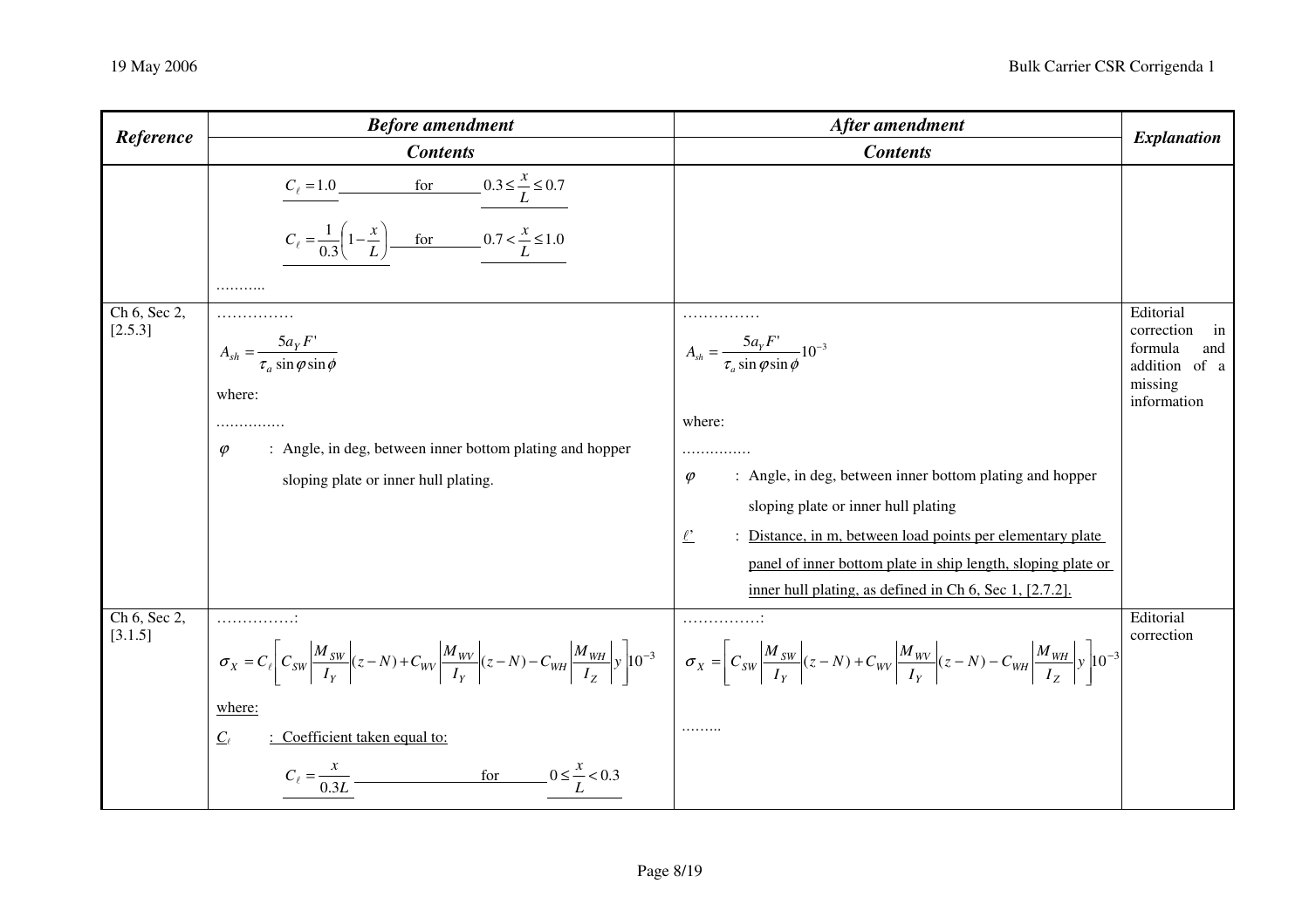| Reference | Before amendment | After amendment | Explanation |
|---|---|---|---|
| | Contents | Contents | |
| | $C_\ell = 1.0$ for $0.3 \le \frac{x}{L} \le 0.7$<br><br>$C_\ell = \frac{1}{0.3}\left(1 - \frac{x}{L}\right)$ for $0.7 < \frac{x}{L} \le 1.0$<br><br>……….. | | |
| Ch 6, Sec 2, [2.5.3] | ……………<br><br>$A_{sh} = \frac{5 a_Y F'}{\tau_a \sin\varphi \sin\phi}$<br><br>where:<br><br>……………<br><br>$\varphi$ : Angle, in deg, between inner bottom plating and hopper sloping plate or inner hull plating. | ……………<br><br>$A_{sh} = \frac{5 a_Y F'}{\tau_a \sin\varphi \sin\phi} 10^{-3}$<br><br>where:<br><br>……………<br><br>$\varphi$ : Angle, in deg, between inner bottom plating and hopper sloping plate or inner hull plating<br><br>$\ell'$ : Distance, in m, between load points per elementary plate panel of inner bottom plate in ship length, sloping plate or inner hull plating, as defined in Ch 6, Sec 1, [2.7.2]. | Editorial correction in formula and addition of a missing information |
| Ch 6, Sec 2, [3.1.5] | ……………:<br><br>$\sigma_X = C_\ell \left[ C_{SW} \left\| \frac{M_{SW}}{I_Y} \right\| (z - N) + C_{WV} \left\| \frac{M_{WV}}{I_Y} \right\| (z - N) - C_{WH} \left\| \frac{M_{WH}}{I_Z} \right\| y \right] 10^{-3}$<br><br>where:<br><br>$C_\ell$ : Coefficient taken equal to:<br><br>$C_\ell = \frac{x}{0.3L}$ for $0 \le \frac{x}{L} < 0.3$ | ……………:<br><br>$\sigma_X = \left[ C_{SW} \left\| \frac{M_{SW}}{I_Y} \right\| (z - N) + C_{WV} \left\| \frac{M_{WV}}{I_Y} \right\| (z - N) - C_{WH} \left\| \frac{M_{WH}}{I_Z} \right\| y \right] 10^{-3}$<br><br>……… | Editorial correction |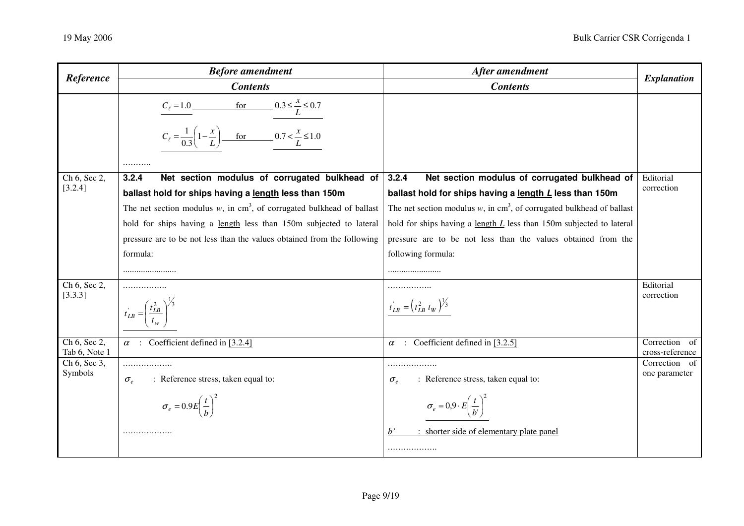| Reference | Before amendment Contents | After amendment Contents | Explanation |
|---|---|---|---|
| | $C_\ell = 1.0$ for $0.3 \le \frac{x}{L} \le 0.7$<br>$C_\ell = \frac{1}{0.3}\left(1 - \frac{x}{L}\right)$ for $0.7 < \frac{x}{L} \le 1.0$<br>……….. | | |
| Ch 6, Sec 2, [3.2.4] | **3.2.4 Net section modulus of corrugated bulkhead of ballast hold for ships having a length less than 150m**<br>The net section modulus $w$, in cm$^3$, of corrugated bulkhead of ballast hold for ships having a length less than 150m subjected to lateral pressure are to be not less than the values obtained from the following formula:<br>........................ | **3.2.4 Net section modulus of corrugated bulkhead of ballast hold for ships having a length *L* less than 150m**<br>The net section modulus $w$, in cm$^3$, of corrugated bulkhead of ballast hold for ships having a length $L$ less than 150m subjected to lateral pressure are to be not less than the values obtained from the following formula:<br>........................ | Editorial correction |
| Ch 6, Sec 2, [3.3.3] | ……………..<br>$t'_{LB} = \left(\frac{t_{LB}^2}{t_w}\right)^{1/3}$ | ……………..<br>$t'_{LB} = \left(t_{LB}^2 \, t_W\right)^{1/3}$ | Editorial correction |
| Ch 6, Sec 2, Tab 6, Note 1 | $\alpha$ : Coefficient defined in [3.2.4] | $\alpha$ : Coefficient defined in [3.2.5] | Correction of cross-reference |
| Ch 6, Sec 3, Symbols | ……………….<br>$\sigma_e$ : Reference stress, taken equal to:<br>$\sigma_e = 0.9E\left(\frac{t}{b}\right)^2$<br>………………. | ……………….<br>$\sigma_e$ : Reference stress, taken equal to:<br>$\sigma_e = 0{,}9 \cdot E\left(\frac{t}{b'}\right)^2$<br>$b'$ : shorter side of elementary plate panel<br>………………. | Correction of one parameter |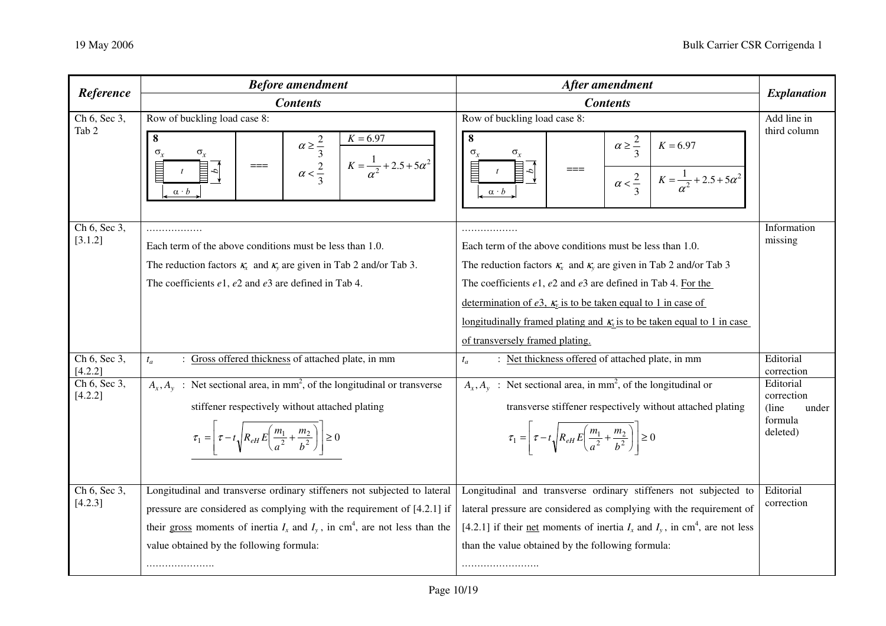| Reference | Before amendment | After amendment | Explanation |
|---|---|---|---|
| | Contents | Contents | |
| Ch 6, Sec 3, Tab 2 | Row of buckling load case 8:<br>8 (plate $t$, sides $\alpha \cdot b$ and $b$, loaded by $\sigma_x$ on both ends) \| === \| $\alpha \geq \frac{2}{3}$: $K = 6.97$ ; $\alpha < \frac{2}{3}$: $K = \frac{1}{\alpha^2} + 2.5 + 5\alpha^2$ | Row of buckling load case 8:<br>8 (plate $t$, sides $\alpha \cdot b$ and $b$, loaded by $\sigma_x$ on both ends) \| === \| $\alpha \geq \frac{2}{3}$: $K = 6.97$ ; $\alpha < \frac{2}{3}$: $K = \frac{1}{\alpha^2} + 2.5 + 5\alpha^2$ | Add line in third column |
| Ch 6, Sec 3, [3.1.2] | ………………<br>Each term of the above conditions must be less than 1.0.<br>The reduction factors $\kappa_x$ and $\kappa_y$ are given in Tab 2 and/or Tab 3.<br>The coefficients $e1$, $e2$ and $e3$ are defined in Tab 4. | ………………<br>Each term of the above conditions must be less than 1.0.<br>The reduction factors $\kappa_x$ and $\kappa_y$ are given in Tab 2 and/or Tab 3<br>The coefficients $e1$, $e2$ and $e3$ are defined in Tab 4. <u>For the determination of $e3$, $\kappa_y$ is to be taken equal to 1 in case of longitudinally framed plating and $\kappa_x$ is to be taken equal to 1 in case of transversely framed plating.</u> | Information missing |
| Ch 6, Sec 3, [4.2.2] | $t_a$ : <u>Gross offered thickness</u> of attached plate, in mm | $t_a$ : <u>Net thickness offered</u> of attached plate, in mm | Editorial correction |
| Ch 6, Sec 3, [4.2.2] | $A_x, A_y$ : Net sectional area, in mm$^2$, of the longitudinal or transverse stiffener respectively without attached plating<br>$$\tau_1 = \left[\tau - t\sqrt{R_{eH} E \left(\frac{m_1}{a^2} + \frac{m_2}{b^2}\right)}\right] \geq 0$$<br>\_\_\_\_\_\_\_\_\_\_\_\_\_\_\_\_\_\_\_\_ | $A_x, A_y$ : Net sectional area, in mm$^2$, of the longitudinal or transverse stiffener respectively without attached plating<br>$$\tau_1 = \left[\tau - t\sqrt{R_{eH} E \left(\frac{m_1}{a^2} + \frac{m_2}{b^2}\right)}\right] \geq 0$$ | Editorial correction (line under formula deleted) |
| Ch 6, Sec 3, [4.2.3] | Longitudinal and transverse ordinary stiffeners not subjected to lateral pressure are considered as complying with the requirement of [4.2.1] if their <u>gross</u> moments of inertia $I_x$ and $I_y$, in cm$^4$, are not less than the value obtained by the following formula:<br>…………………. | Longitudinal and transverse ordinary stiffeners not subjected to lateral pressure are considered as complying with the requirement of [4.2.1] if their <u>net</u> moments of inertia $I_x$ and $I_y$, in cm$^4$, are not less than the value obtained by the following formula:<br>……………………. | Editorial correction |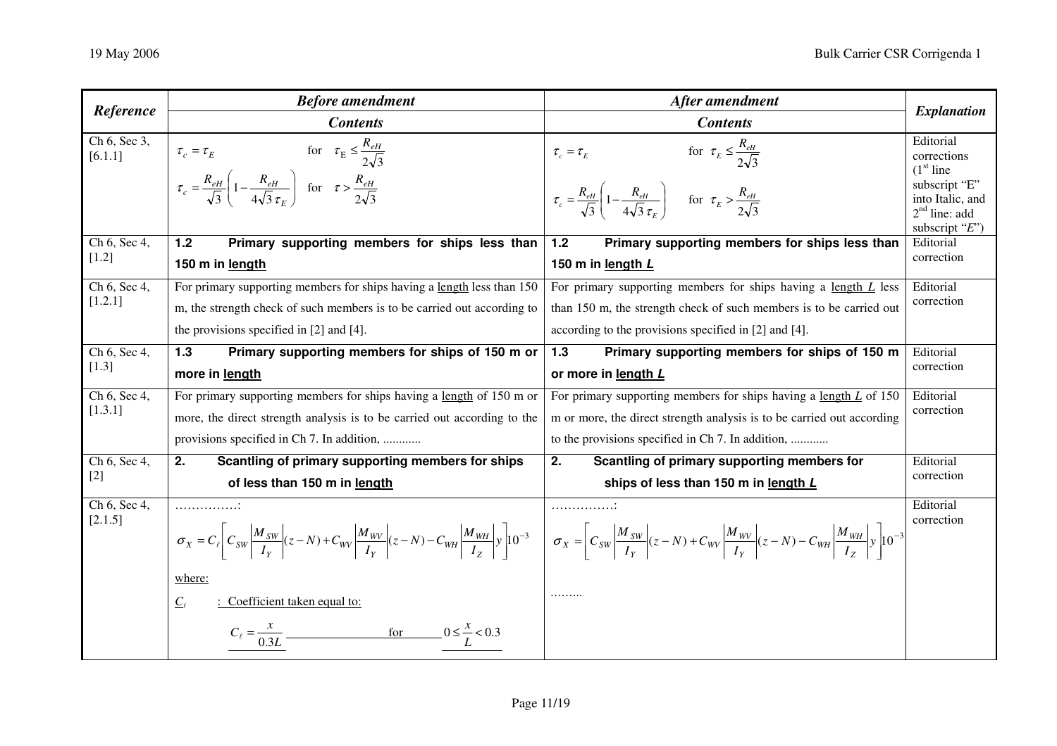| Reference | Before amendment | After amendment | Explanation |
|---|---|---|---|
| | Contents | Contents | |
| Ch 6, Sec 3, [6.1.1] | $\tau_c = \tau_E$ for $\tau_{\mathrm{E}} \le \frac{R_{eH}}{2\sqrt{3}}$ <br> $\tau_c = \frac{R_{eH}}{\sqrt{3}}\left(1 - \frac{R_{eH}}{4\sqrt{3}\,\tau_E}\right)$ for $\tau > \frac{R_{eH}}{2\sqrt{3}}$ | $\tau_c = \tau_E$ for $\tau_E \le \frac{R_{eH}}{2\sqrt{3}}$ <br> $\tau_c = \frac{R_{eH}}{\sqrt{3}}\left(1 - \frac{R_{eH}}{4\sqrt{3}\,\tau_E}\right)$ for $\tau_E > \frac{R_{eH}}{2\sqrt{3}}$ | Editorial corrections (1st line subscript "E" into Italic, and 2nd line: add subscript "*E*") |
| Ch 6, Sec 4, [1.2] | **1.2 Primary supporting members for ships less than 150 m in length** | **1.2 Primary supporting members for ships less than 150 m in length *L*** | Editorial correction |
| Ch 6, Sec 4, [1.2.1] | For primary supporting members for ships having a length less than 150 m, the strength check of such members is to be carried out according to the provisions specified in [2] and [4]. | For primary supporting members for ships having a length *L* less than 150 m, the strength check of such members is to be carried out according to the provisions specified in [2] and [4]. | Editorial correction |
| Ch 6, Sec 4, [1.3] | **1.3 Primary supporting members for ships of 150 m or more in length** | **1.3 Primary supporting members for ships of 150 m or more in length *L*** | Editorial correction |
| Ch 6, Sec 4, [1.3.1] | For primary supporting members for ships having a length of 150 m or more, the direct strength analysis is to be carried out according to the provisions specified in Ch 7. In addition, ............ | For primary supporting members for ships having a length *L* of 150 m or more, the direct strength analysis is to be carried out according to the provisions specified in Ch 7. In addition, ............ | Editorial correction |
| Ch 6, Sec 4, [2] | **2. Scantling of primary supporting members for ships of less than 150 m in length** | **2. Scantling of primary supporting members for ships of less than 150 m in length *L*** | Editorial correction |
| Ch 6, Sec 4, [2.1.5] | ……………: <br> $\sigma_X = C_\ell\left[C_{SW}\left\lvert\frac{M_{SW}}{I_Y}\right\rvert(z-N) + C_{WV}\left\lvert\frac{M_{WV}}{I_Y}\right\rvert(z-N) - C_{WH}\left\lvert\frac{M_{WH}}{I_Z}\right\rvert y\right]10^{-3}$ <br> where: <br> $C_\ell$ : Coefficient taken equal to: <br> $C_\ell = \frac{x}{0.3L}$ for $0 \le \frac{x}{L} < 0.3$ | ……………: <br> $\sigma_X = \left[C_{SW}\left\lvert\frac{M_{SW}}{I_Y}\right\rvert(z-N) + C_{WV}\left\lvert\frac{M_{WV}}{I_Y}\right\rvert(z-N) - C_{WH}\left\lvert\frac{M_{WH}}{I_Z}\right\rvert y\right]10^{-3}$ <br> ……… | Editorial correction |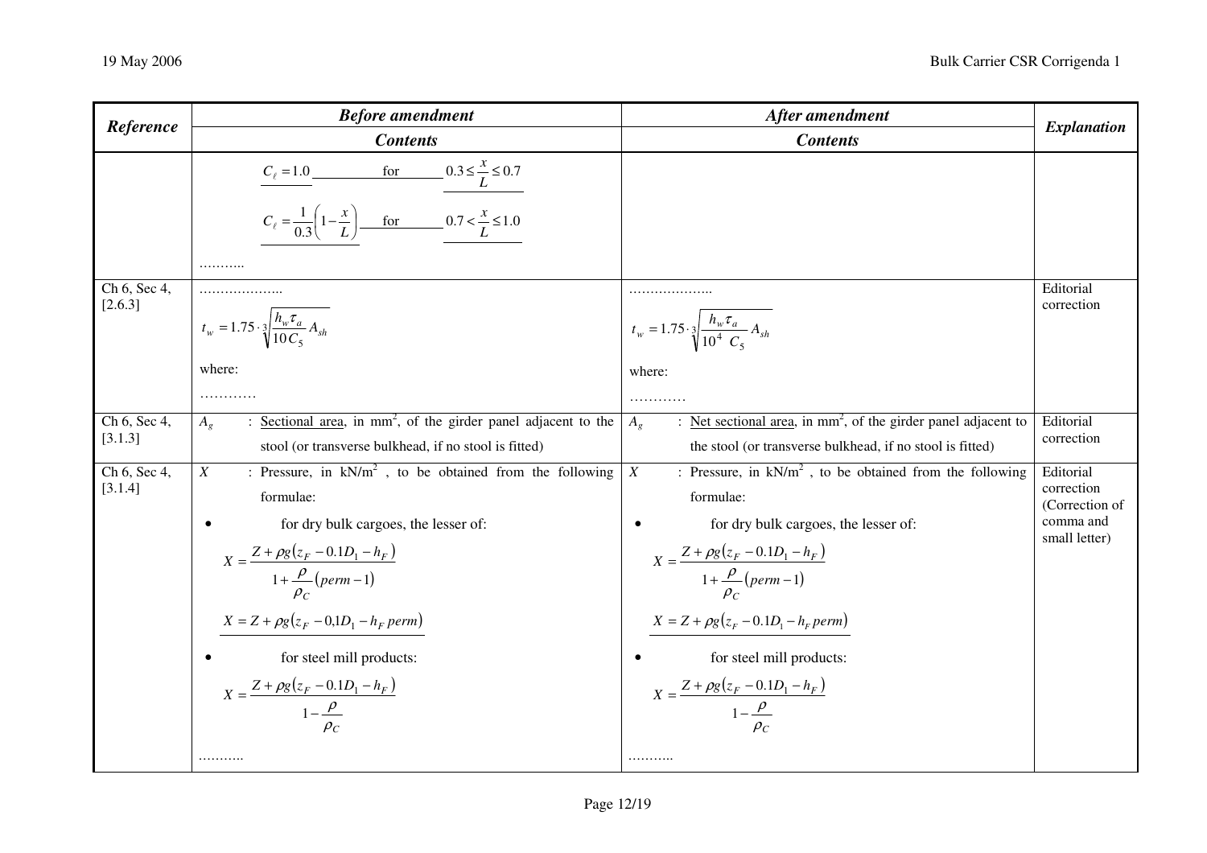| Reference | Before amendment Contents | After amendment Contents | Explanation |
|---|---|---|---|
| | $C_\ell = 1.0$ for $0.3 \le \frac{x}{L} \le 0.7$<br><br>$C_\ell = \frac{1}{0.3}\left(1 - \frac{x}{L}\right)$ for $0.7 < \frac{x}{L} \le 1.0$<br><br>……….. | | |
| Ch 6, Sec 4, [2.6.3] | ………………..<br><br>$t_w = 1.75 \cdot \sqrt[3]{\frac{h_w \tau_a}{10 C_5} A_{sh}}$<br><br>where:<br><br>………… | ………………..<br><br>$t_w = 1.75 \cdot \sqrt[3]{\frac{h_w \tau_a}{10^4\ C_5} A_{sh}}$<br><br>where:<br><br>………… | Editorial correction |
| Ch 6, Sec 4, [3.1.3] | $A_g$ : Sectional area, in mm², of the girder panel adjacent to the stool (or transverse bulkhead, if no stool is fitted) | $A_g$ : Net sectional area, in mm², of the girder panel adjacent to the stool (or transverse bulkhead, if no stool is fitted) | Editorial correction |
| Ch 6, Sec 4, [3.1.4] | $X$ : Pressure, in kN/m², to be obtained from the following formulae:<br><br>• for dry bulk cargoes, the lesser of:<br><br>$X = \frac{Z + \rho g (z_F - 0.1 D_1 - h_F)}{1 + \frac{\rho}{\rho_C}(perm - 1)}$<br><br>$X = Z + \rho g (z_F - 0{,}1 D_1 - h_F\, perm)$<br><br>• for steel mill products:<br><br>$X = \frac{Z + \rho g (z_F - 0.1 D_1 - h_F)}{1 - \frac{\rho}{\rho_C}}$<br><br>……….. | $X$ : Pressure, in kN/m², to be obtained from the following formulae:<br><br>• for dry bulk cargoes, the lesser of:<br><br>$X = \frac{Z + \rho g (z_F - 0.1 D_1 - h_F)}{1 + \frac{\rho}{\rho_C}(perm - 1)}$<br><br>$X = Z + \rho g (z_F - 0.1 D_1 - h_F\, perm)$<br><br>• for steel mill products:<br><br>$X = \frac{Z + \rho g (z_F - 0.1 D_1 - h_F)}{1 - \frac{\rho}{\rho_C}}$<br><br>……….. | Editorial correction (Correction of comma and small letter) |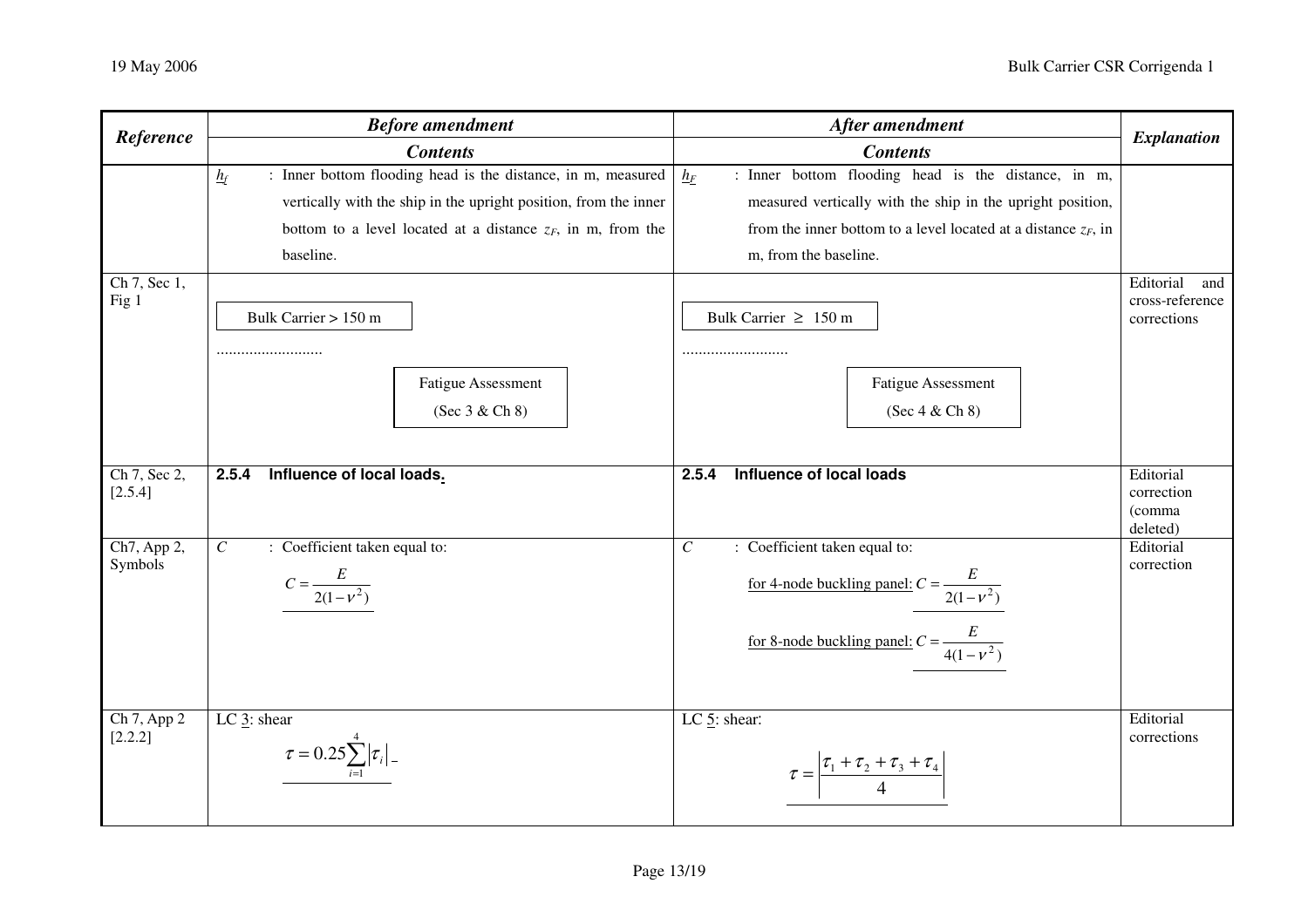| Reference | Before amendment | After amendment | Explanation |
|---|---|---|---|
| | **Contents** | **Contents** | |
| | $h_f$ : Inner bottom flooding head is the distance, in m, measured vertically with the ship in the upright position, from the inner bottom to a level located at a distance $z_F$, in m, from the baseline. | $h_F$ : Inner bottom flooding head is the distance, in m, measured vertically with the ship in the upright position, from the inner bottom to a level located at a distance $z_F$, in m, from the baseline. | |
| Ch 7, Sec 1, Fig 1 | Bulk Carrier > 150 m<br>..........................<br>Fatigue Assessment (Sec 3 & Ch 8) | Bulk Carrier ≥ 150 m<br>..........................<br>Fatigue Assessment (Sec 4 & Ch 8) | Editorial and cross-reference corrections |
| Ch 7, Sec 2, [2.5.4] | **2.5.4 Influence of local loads.** | **2.5.4 Influence of local loads** | Editorial correction (comma deleted) |
| Ch7, App 2, Symbols | $C$ : Coefficient taken equal to: $C = \dfrac{E}{2(1-\nu^2)}$ | $C$ : Coefficient taken equal to:<br>for 4-node buckling panel: $C = \dfrac{E}{2(1-\nu^2)}$<br>for 8-node buckling panel: $C = \dfrac{E}{4(1-\nu^2)}$ | Editorial correction |
| Ch 7, App 2 [2.2.2] | LC 3: shear $\tau = 0.25\sum_{i=1}^{4}\lvert\tau_i\rvert$ | LC 5: shear: $\tau = \left\lvert\dfrac{\tau_1 + \tau_2 + \tau_3 + \tau_4}{4}\right\rvert$ | Editorial corrections |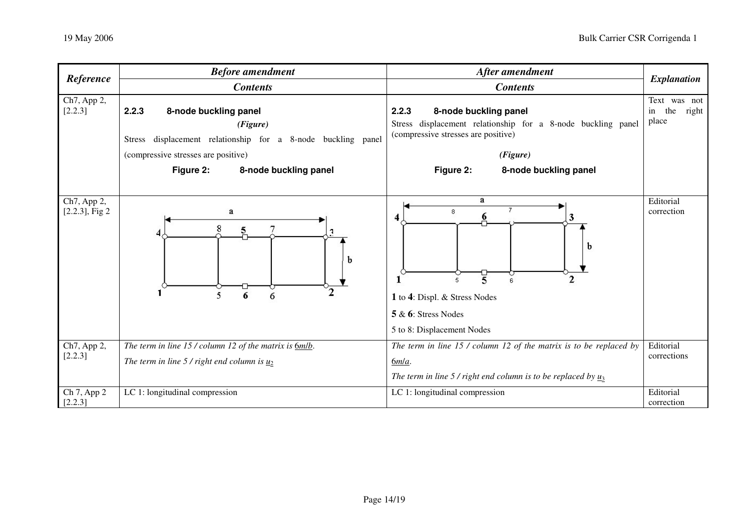| Reference | Before amendment | After amendment | Explanation |
|---|---|---|---|
| | Contents | Contents | |
| Ch7, App 2, [2.2.3] | **2.2.3 8-node buckling panel** *(Figure)* Stress displacement relationship for a 8-node buckling panel (compressive stresses are positive) **Figure 2: 8-node buckling panel** | **2.2.3 8-node buckling panel** Stress displacement relationship for a 8-node buckling panel (compressive stresses are positive) *(Figure)* **Figure 2: 8-node buckling panel** | Text was not in the right place |
| Ch7, App 2, [2.2.3], Fig 2 | (Figure: a, b, nodes 1, 2, 3, 4, 5, 6, 6, 7, 8, 5) | (Figure: a, b, nodes 1, 2, 3, 4, 5, 5, 6, 6, 7, 8) **1** to **4**: Displ. & Stress Nodes **5** & **6**: Stress Nodes 5 to 8: Displacement Nodes | Editorial correction |
| Ch7, App 2, [2.2.3] | *The term in line 15 / column 12 of the matrix is* $\underline{6m/b}$. *The term in line 5 / right end column is* $\underline{u_2}$ | *The term in line 15 / column 12 of the matrix is to be replaced by* $\underline{6m/a}$. *The term in line 5 / right end column is to be replaced by* $\underline{u_3}$ | Editorial corrections |
| Ch 7, App 2 [2.2.3] | LC 1: longitudinal compression | LC 1: longitudinal compression | Editorial correction |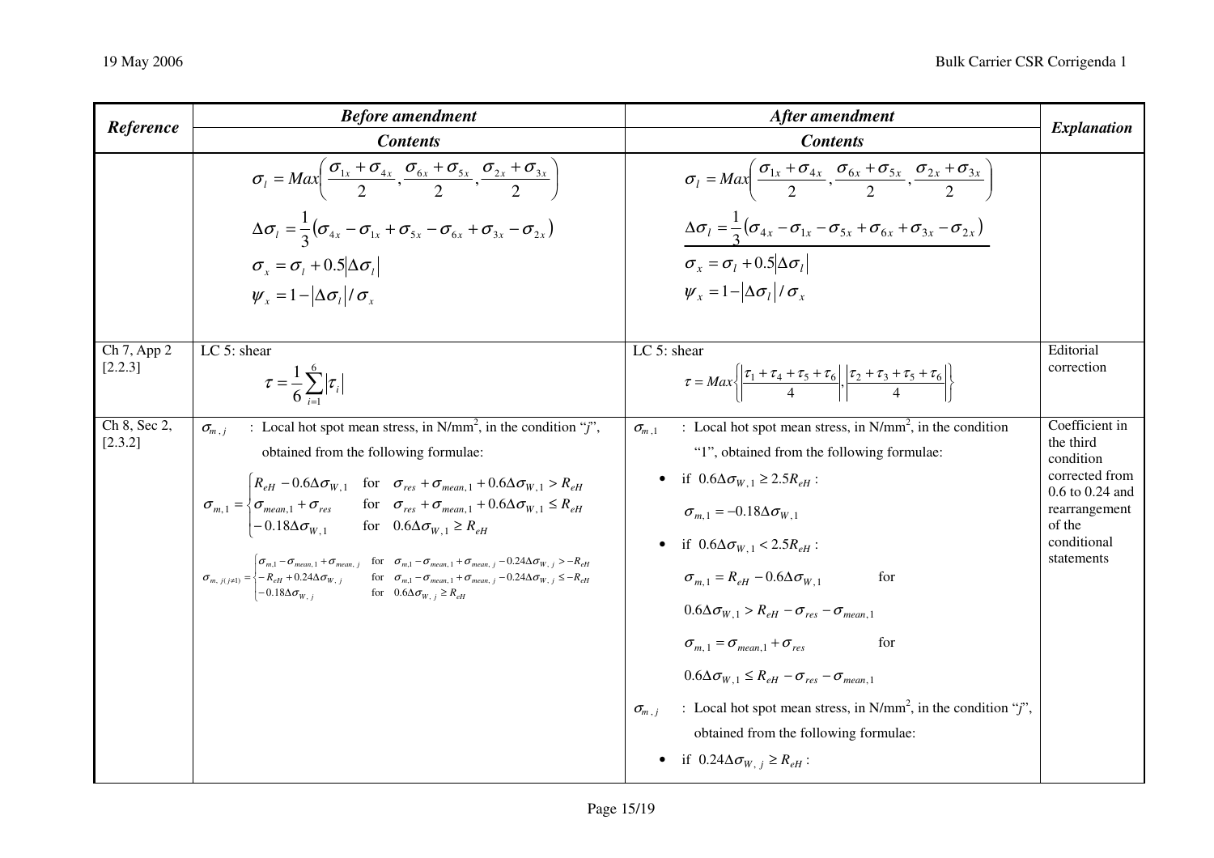| Reference | Before amendment | After amendment | Explanation |
|---|---|---|---|
| | Contents | Contents | |
| | $\sigma_l = Max\left(\frac{\sigma_{1x}+\sigma_{4x}}{2}, \frac{\sigma_{6x}+\sigma_{5x}}{2}, \frac{\sigma_{2x}+\sigma_{3x}}{2}\right)$ <br> $\Delta\sigma_l = \frac{1}{3}\left(\sigma_{4x}-\sigma_{1x}+\sigma_{5x}-\sigma_{6x}+\sigma_{3x}-\sigma_{2x}\right)$ <br> $\sigma_x = \sigma_l + 0.5\lvert\Delta\sigma_l\rvert$ <br> $\psi_x = 1-\lvert\Delta\sigma_l\rvert/\sigma_x$ | $\sigma_l = Max\left(\frac{\sigma_{1x}+\sigma_{4x}}{2}, \frac{\sigma_{6x}+\sigma_{5x}}{2}, \frac{\sigma_{2x}+\sigma_{3x}}{2}\right)$ <br> $\Delta\sigma_l = \frac{1}{3}\left(\sigma_{4x}-\sigma_{1x}-\sigma_{5x}+\sigma_{6x}+\sigma_{3x}-\sigma_{2x}\right)$ <br> $\sigma_x = \sigma_l + 0.5\lvert\Delta\sigma_l\rvert$ <br> $\psi_x = 1-\lvert\Delta\sigma_l\rvert/\sigma_x$ | |
| Ch 7, App 2 [2.2.3] | LC 5: shear <br> $\tau = \frac{1}{6}\sum_{i=1}^{6}\lvert\tau_i\rvert$ | LC 5: shear <br> $\tau = Max\left\{\left\lvert\frac{\tau_1+\tau_4+\tau_5+\tau_6}{4}\right\rvert, \left\lvert\frac{\tau_2+\tau_3+\tau_5+\tau_6}{4}\right\rvert\right\}$ | Editorial correction |
| Ch 8, Sec 2, [2.3.2] | $\sigma_{m,j}$ : Local hot spot mean stress, in N/mm[2], in the condition "*j*", obtained from the following formulae: <br> $\sigma_{m,1} = \begin{cases} R_{eH} - 0.6\Delta\sigma_{W,1} & \text{for} \quad \sigma_{res}+\sigma_{mean,1}+0.6\Delta\sigma_{W,1} > R_{eH} \\ \sigma_{mean,1}+\sigma_{res} & \text{for} \quad \sigma_{res}+\sigma_{mean,1}+0.6\Delta\sigma_{W,1} \le R_{eH} \\ -0.18\Delta\sigma_{W,1} & \text{for} \quad 0.6\Delta\sigma_{W,1} \ge R_{eH} \end{cases}$ <br> $\sigma_{m,j(j\neq1)} = \begin{cases} \sigma_{m,1}-\sigma_{mean,1}+\sigma_{mean,j} & \text{for} \quad \sigma_{m,1}-\sigma_{mean,1}+\sigma_{mean,j}-0.24\Delta\sigma_{W,j} > -R_{eH} \\ -R_{eH}+0.24\Delta\sigma_{W,j} & \text{for} \quad \sigma_{m,1}-\sigma_{mean,1}+\sigma_{mean,j}-0.24\Delta\sigma_{W,j} \le -R_{eH} \\ -0.18\Delta\sigma_{W,j} & \text{for} \quad 0.6\Delta\sigma_{W,j} \ge R_{eH} \end{cases}$ | $\sigma_{m,1}$ : Local hot spot mean stress, in N/mm[2], in the condition "1", obtained from the following formulae: <br> • if $0.6\Delta\sigma_{W,1} \ge 2.5R_{eH}$ : <br> $\sigma_{m,1} = -0.18\Delta\sigma_{W,1}$ <br> • if $0.6\Delta\sigma_{W,1} < 2.5R_{eH}$ : <br> $\sigma_{m,1} = R_{eH} - 0.6\Delta\sigma_{W,1}$ for <br> $0.6\Delta\sigma_{W,1} > R_{eH} - \sigma_{res} - \sigma_{mean,1}$ <br> $\sigma_{m,1} = \sigma_{mean,1} + \sigma_{res}$ for <br> $0.6\Delta\sigma_{W,1} \le R_{eH} - \sigma_{res} - \sigma_{mean,1}$ <br> $\sigma_{m,j}$ : Local hot spot mean stress, in N/mm[2], in the condition "*j*", obtained from the following formulae: <br> • if $0.24\Delta\sigma_{W,j} \ge R_{eH}$ : | Coefficient in the third condition corrected from 0.6 to 0.24 and rearrangement of the conditional statements |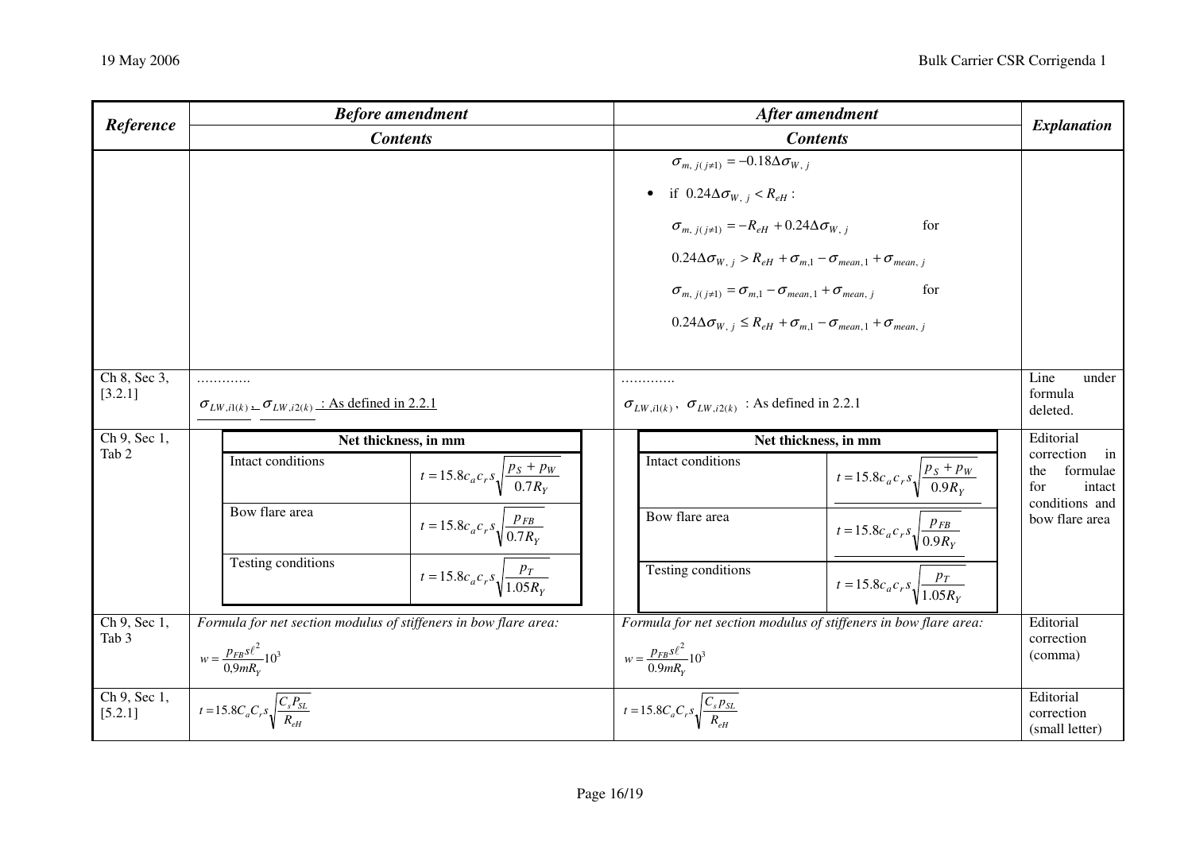| Reference | Before amendment | After amendment | Explanation |
|---|---|---|---|
| | Contents | Contents | |
| | | $\sigma_{m,\, j(j\neq 1)} = -0.18\Delta\sigma_{W,\, j}$ <br> • if $0.24\Delta\sigma_{W,\, j} < R_{eH}$ : <br> $\sigma_{m,\, j(j\neq 1)} = -R_{eH} + 0.24\Delta\sigma_{W,\, j}$ for $0.24\Delta\sigma_{W,\, j} > R_{eH} + \sigma_{m,1} - \sigma_{mean,1} + \sigma_{mean,\, j}$ <br> $\sigma_{m,\, j(j\neq 1)} = \sigma_{m,1} - \sigma_{mean,1} + \sigma_{mean,\, j}$ for $0.24\Delta\sigma_{W,\, j} \leq R_{eH} + \sigma_{m,1} - \sigma_{mean,1} + \sigma_{mean,\, j}$ | |
| Ch 8, Sec 3, [3.2.1] | ………… <br> $\sigma_{LW,i1(k)}$ , $\sigma_{LW,i2(k)}$ : As defined in 2.2.1 | ………… <br> $\sigma_{LW,i1(k)}$ , $\sigma_{LW,i2(k)}$ : As defined in 2.2.1 | Line under formula deleted. |
| Ch 9, Sec 1, Tab 2 | **Net thickness, in mm** <br> Intact conditions: $t = 15.8 c_a c_r s \sqrt{\dfrac{p_S + p_W}{0.7 R_Y}}$ <br> Bow flare area: $t = 15.8 c_a c_r s \sqrt{\dfrac{p_{FB}}{0.7 R_Y}}$ <br> Testing conditions: $t = 15.8 c_a c_r s \sqrt{\dfrac{p_T}{1.05 R_Y}}$ | **Net thickness, in mm** <br> Intact conditions: $t = 15.8 c_a c_r s \sqrt{\dfrac{p_S + p_W}{0.9 R_Y}}$ <br> Bow flare area: $t = 15.8 c_a c_r s \sqrt{\dfrac{p_{FB}}{0.9 R_Y}}$ <br> Testing conditions: $t = 15.8 c_a c_r s \sqrt{\dfrac{p_T}{1.05 R_Y}}$ | Editorial correction in the formulae for intact conditions and bow flare area |
| Ch 9, Sec 1, Tab 3 | *Formula for net section modulus of stiffeners in bow flare area:* <br> $w = \dfrac{p_{FB} s \ell^2}{0{,}9 m R_Y} 10^3$ | *Formula for net section modulus of stiffeners in bow flare area:* <br> $w = \dfrac{p_{FB} s \ell^2}{0.9 m R_Y} 10^3$ | Editorial correction (comma) |
| Ch 9, Sec 1, [5.2.1] | $t = 15.8 C_a C_r s \sqrt{\dfrac{C_s P_{SL}}{R_{eH}}}$ | $t = 15.8 C_a C_r s \sqrt{\dfrac{C_s p_{SL}}{R_{eH}}}$ | Editorial correction (small letter) |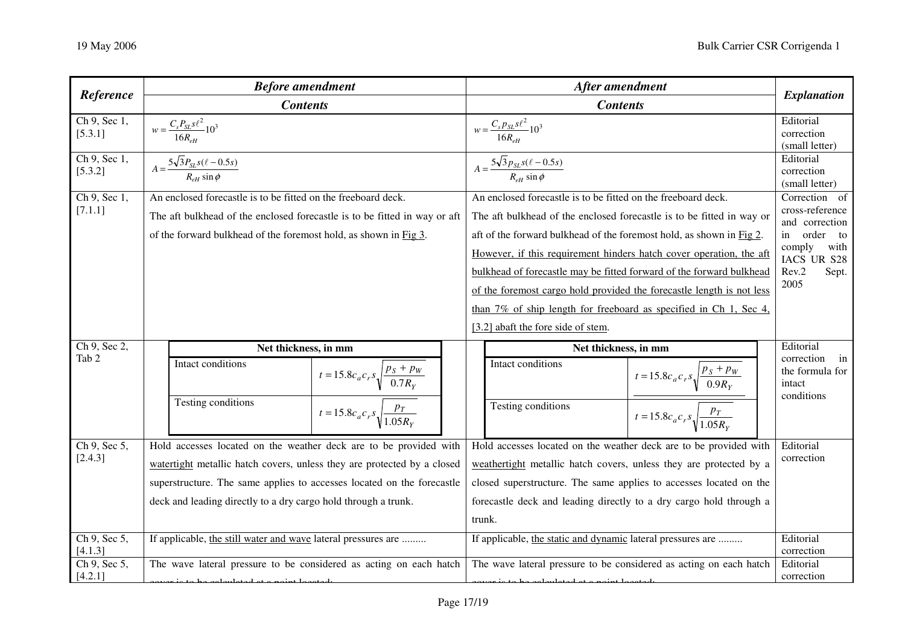| Reference | Before amendment | After amendment | Explanation |
|---|---|---|---|
| | Contents | Contents | |
| Ch 9, Sec 1, [5.3.1] | $w = \dfrac{C_s P_{SL} s \ell^2}{16 R_{eH}} 10^3$ | $w = \dfrac{C_s p_{SL} s \ell^2}{16 R_{eH}} 10^3$ | Editorial correction (small letter) |
| Ch 9, Sec 1, [5.3.2] | $A = \dfrac{5\sqrt{3} P_{SL} s(\ell - 0.5s)}{R_{eH} \sin\phi}$ | $A = \dfrac{5\sqrt{3} p_{SL} s(\ell - 0.5s)}{R_{eH} \sin\phi}$ | Editorial correction (small letter) |
| Ch 9, Sec 1, [7.1.1] | An enclosed forecastle is to be fitted on the freeboard deck.<br>The aft bulkhead of the enclosed forecastle is to be fitted in way or aft of the forward bulkhead of the foremost hold, as shown in Fig 3. | An enclosed forecastle is to be fitted on the freeboard deck.<br>The aft bulkhead of the enclosed forecastle is to be fitted in way or aft of the forward bulkhead of the foremost hold, as shown in Fig 2. However, if this requirement hinders hatch cover operation, the aft bulkhead of forecastle may be fitted forward of the forward bulkhead of the foremost cargo hold provided the forecastle length is not less than 7% of ship length for freeboard as specified in Ch 1, Sec 4, [3.2] abaft the fore side of stem. | Correction of cross-reference and correction in order to comply with IACS UR S28 Rev.2 Sept. 2005 |
| Ch 9, Sec 2, Tab 2 | **Net thickness, in mm**<br>Intact conditions: $t = 15.8 c_a c_r s \sqrt{\dfrac{p_S + p_W}{0.7 R_Y}}$<br>Testing conditions: $t = 15.8 c_a c_r s \sqrt{\dfrac{p_T}{1.05 R_Y}}$ | **Net thickness, in mm**<br>Intact conditions: $t = 15.8 c_a c_r s \sqrt{\dfrac{p_S + p_W}{0.9 R_Y}}$<br>Testing conditions: $t = 15.8 c_a c_r s \sqrt{\dfrac{p_T}{1.05 R_Y}}$ | Editorial correction in the formula for intact conditions |
| Ch 9, Sec 5, [2.4.3] | Hold accesses located on the weather deck are to be provided with watertight metallic hatch covers, unless they are protected by a closed superstructure. The same applies to accesses located on the forecastle deck and leading directly to a dry cargo hold through a trunk. | Hold accesses located on the weather deck are to be provided with weathertight metallic hatch covers, unless they are protected by a closed superstructure. The same applies to accesses located on the forecastle deck and leading directly to a dry cargo hold through a trunk. | Editorial correction |
| Ch 9, Sec 5, [4.1.3] | If applicable, the still water and wave lateral pressures are ......... | If applicable, the static and dynamic lateral pressures are ......... | Editorial correction |
| Ch 9, Sec 5, [4.2.1] | The wave lateral pressure to be considered as acting on each hatch cover is to be calculated at a point located: | The wave lateral pressure to be considered as acting on each hatch cover is to be calculated at a point located: | Editorial correction |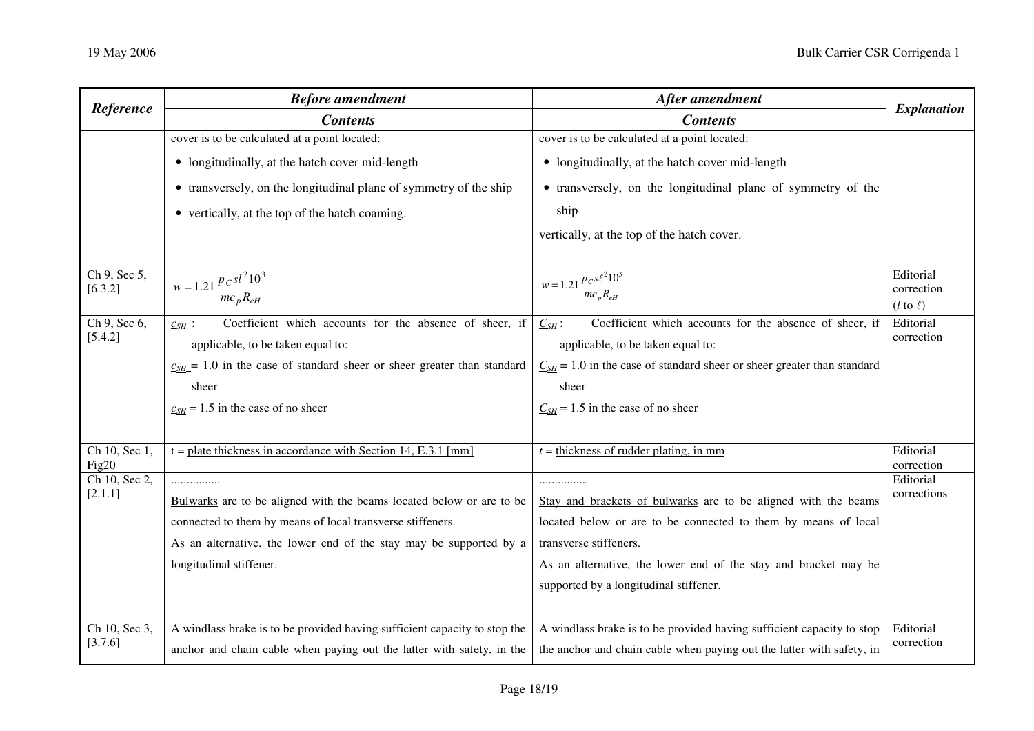| Reference | Before amendment | After amendment | Explanation |
|---|---|---|---|
| | Contents | Contents | |
| | cover is to be calculated at a point located:<br>• longitudinally, at the hatch cover mid-length<br>• transversely, on the longitudinal plane of symmetry of the ship<br>• vertically, at the top of the hatch coaming. | cover is to be calculated at a point located:<br>• longitudinally, at the hatch cover mid-length<br>• transversely, on the longitudinal plane of symmetry of the ship<br>vertically, at the top of the hatch <u>cover</u>. | |
| Ch 9, Sec 5, [6.3.2] | $w = 1.21 \frac{p_C s l^2 10^3}{m c_p R_{eH}}$ | $w = 1.21 \frac{p_C s \ell^2 10^3}{m c_p R_{eH}}$ | Editorial correction ($l$ to $\ell$) |
| Ch 9, Sec 6, [5.4.2] | <u>$c_{SH}$</u> : Coefficient which accounts for the absence of sheer, if applicable, to be taken equal to:<br><u>$c_{SH}$</u> = 1.0 in the case of standard sheer or sheer greater than standard sheer<br><u>$c_{SH}$</u> = 1.5 in the case of no sheer | <u>$C_{SH}$</u> : Coefficient which accounts for the absence of sheer, if applicable, to be taken equal to:<br><u>$C_{SH}$</u> = 1.0 in the case of standard sheer or sheer greater than standard sheer<br><u>$C_{SH}$</u> = 1.5 in the case of no sheer | Editorial correction |
| Ch 10, Sec 1, Fig20 | t = <u>plate thickness in accordance with Section 14, E.3.1 [mm]</u> | $t$ = <u>thickness of rudder plating, in mm</u> | Editorial correction |
| Ch 10, Sec 2, [2.1.1] | ................<br><u>Bulwarks</u> are to be aligned with the beams located below or are to be connected to them by means of local transverse stiffeners.<br>As an alternative, the lower end of the stay may be supported by a longitudinal stiffener. | ................<br><u>Stay and brackets of bulwarks</u> are to be aligned with the beams located below or are to be connected to them by means of local transverse stiffeners.<br>As an alternative, the lower end of the stay <u>and bracket</u> may be supported by a longitudinal stiffener. | Editorial corrections |
| Ch 10, Sec 3, [3.7.6] | A windlass brake is to be provided having sufficient capacity to stop the anchor and chain cable when paying out the latter with safety, in the | A windlass brake is to be provided having sufficient capacity to stop the anchor and chain cable when paying out the latter with safety, in | Editorial correction |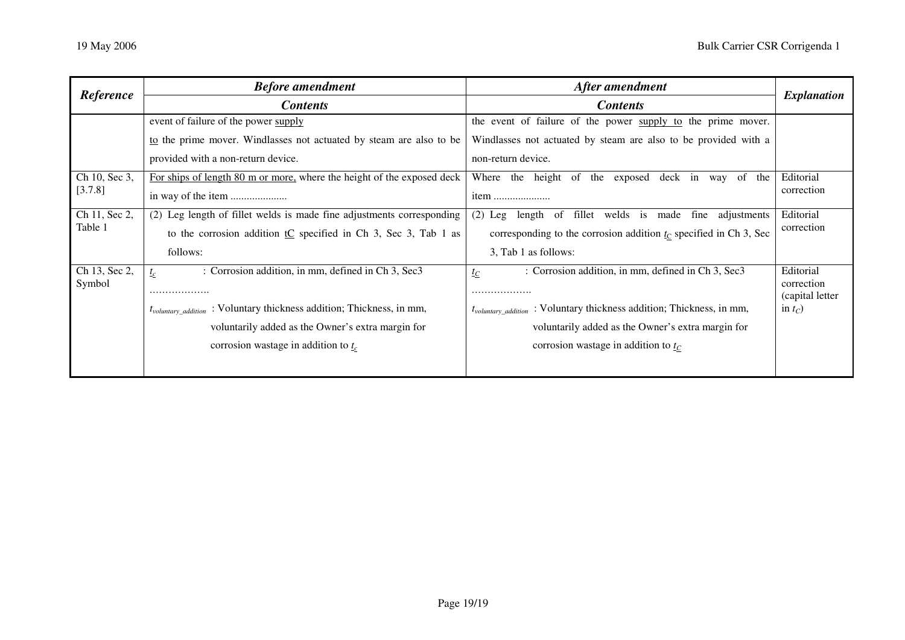| Reference | Before amendment | After amendment | Explanation |
|---|---|---|---|
| | Contents | Contents | |
| | event of failure of the power supply to the prime mover. Windlasses not actuated by steam are also to be provided with a non-return device. | the event of failure of the power supply to the prime mover. Windlasses not actuated by steam are also to be provided with a non-return device. | |
| Ch 10, Sec 3, [3.7.8] | For ships of length 80 m or more, where the height of the exposed deck in way of the item ..................... | Where the height of the exposed deck in way of the item ..................... | Editorial correction |
| Ch 11, Sec 2, Table 1 | (2) Leg length of fillet welds is made fine adjustments corresponding to the corrosion addition tC specified in Ch 3, Sec 3, Tab 1 as follows: | (2) Leg length of fillet welds is made fine adjustments corresponding to the corrosion addition $t_C$ specified in Ch 3, Sec 3, Tab 1 as follows: | Editorial correction |
| Ch 13, Sec 2, Symbol | $t_c$ : Corrosion addition, in mm, defined in Ch 3, Sec3 ………………. $t_{voluntary\_addition}$ : Voluntary thickness addition; Thickness, in mm, voluntarily added as the Owner's extra margin for corrosion wastage in addition to $t_c$ | $t_C$ : Corrosion addition, in mm, defined in Ch 3, Sec3 ………………. $t_{voluntary\_addition}$ : Voluntary thickness addition; Thickness, in mm, voluntarily added as the Owner's extra margin for corrosion wastage in addition to $t_C$ | Editorial correction (capital letter in $t_C$) |